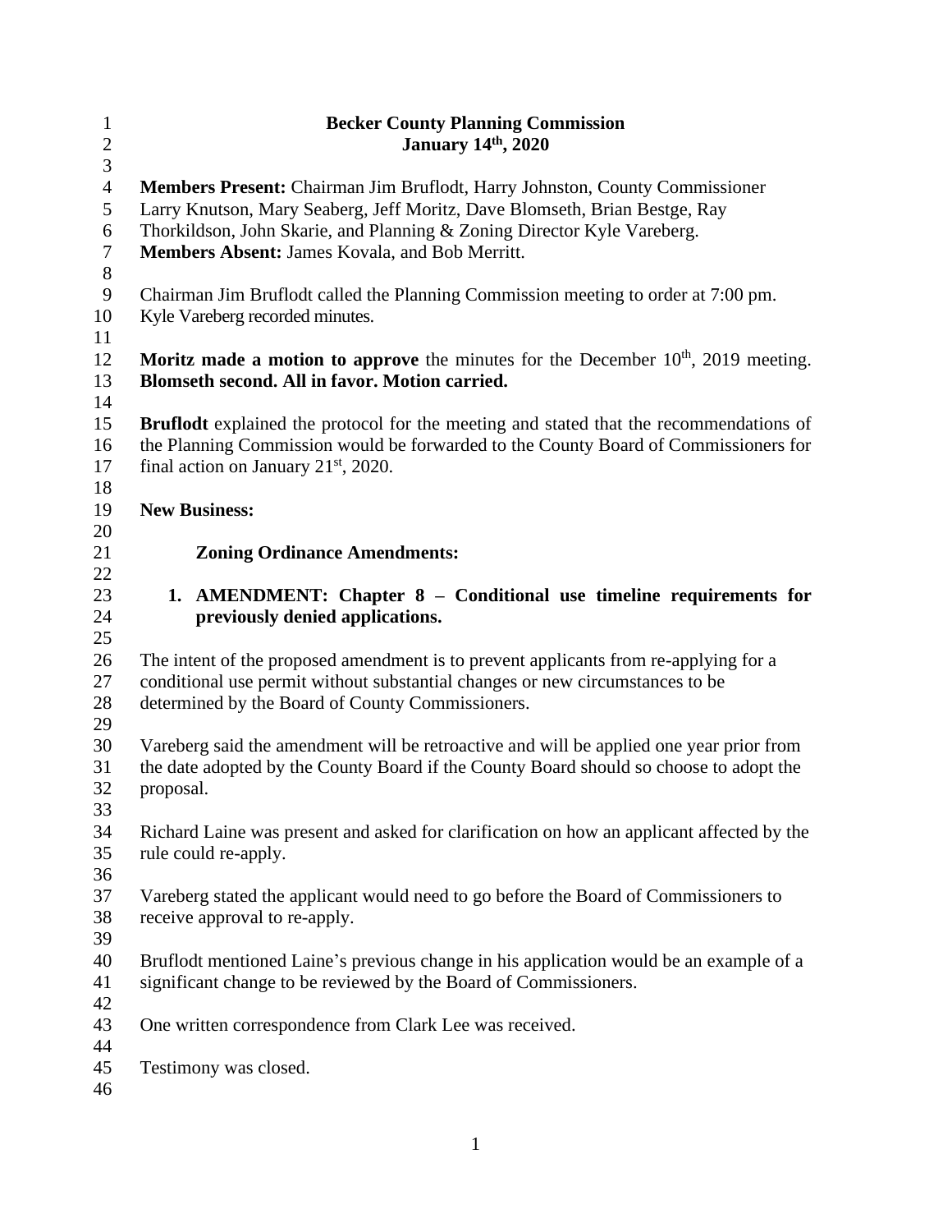# Becker County Planning Commission
## January 14th, 2020

**Members Present:** Chairman Jim Bruflodt, Harry Johnston, County Commissioner Larry Knutson, Mary Seaberg, Jeff Moritz, Dave Blomseth, Brian Bestge, Ray Thorkildson, John Skarie, and Planning & Zoning Director Kyle Vareberg.
**Members Absent:** James Kovala, and Bob Merritt.

Chairman Jim Bruflodt called the Planning Commission meeting to order at 7:00 pm. Kyle Vareberg recorded minutes.

**Moritz made a motion to approve** the minutes for the December 10th, 2019 meeting. **Blomseth second. All in favor. Motion carried.**

**Bruflodt** explained the protocol for the meeting and stated that the recommendations of the Planning Commission would be forwarded to the County Board of Commissioners for final action on January 21st, 2020.

**New Business:**

**Zoning Ordinance Amendments:**

1. **AMENDMENT: Chapter 8 – Conditional use timeline requirements for previously denied applications.**

The intent of the proposed amendment is to prevent applicants from re-applying for a conditional use permit without substantial changes or new circumstances to be determined by the Board of County Commissioners.

Vareberg said the amendment will be retroactive and will be applied one year prior from the date adopted by the County Board if the County Board should so choose to adopt the proposal.

Richard Laine was present and asked for clarification on how an applicant affected by the rule could re-apply.

Vareberg stated the applicant would need to go before the Board of Commissioners to receive approval to re-apply.

Bruflodt mentioned Laine's previous change in his application would be an example of a significant change to be reviewed by the Board of Commissioners.

One written correspondence from Clark Lee was received.

Testimony was closed.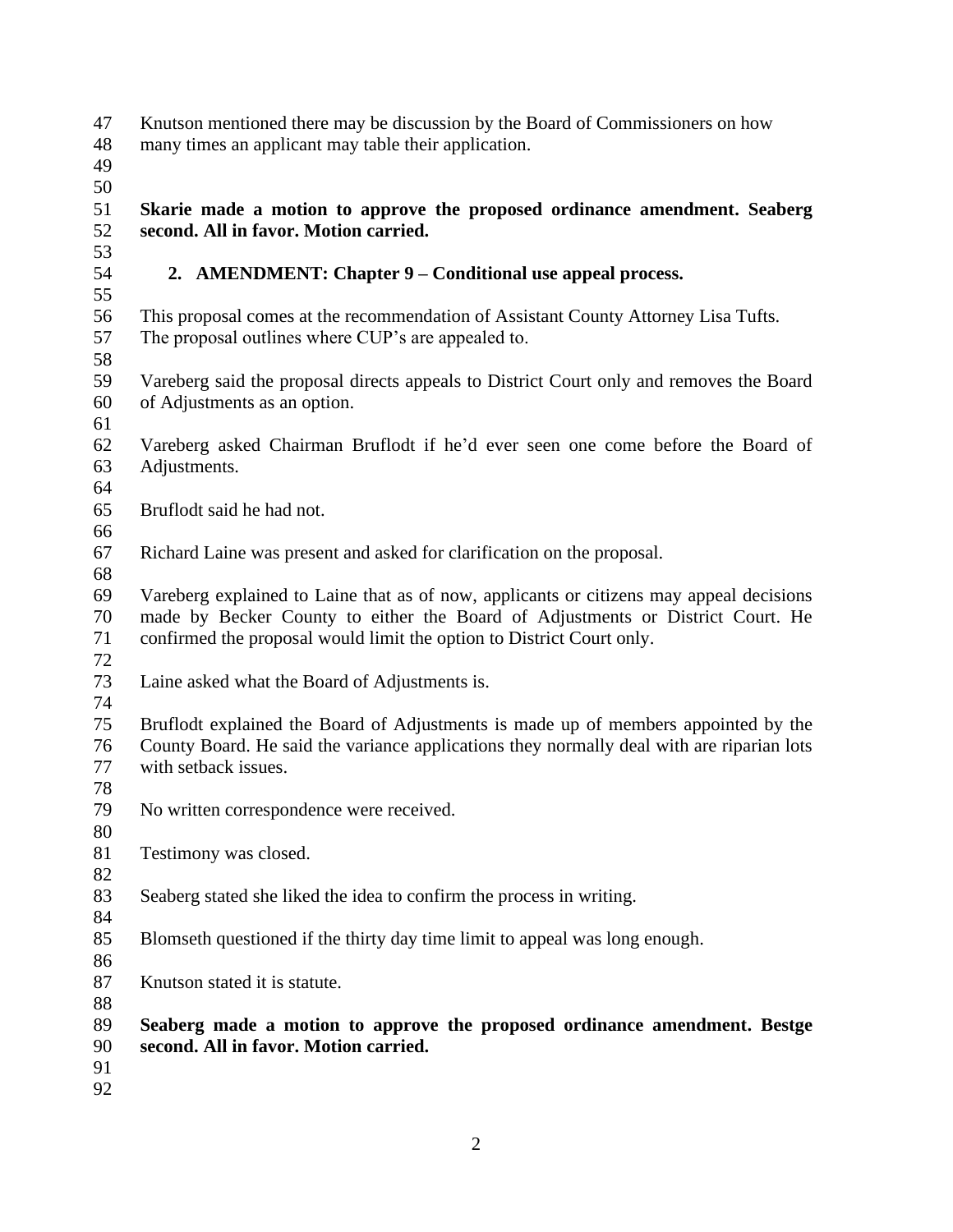Knutson mentioned there may be discussion by the Board of Commissioners on how many times an applicant may table their application.

**Skarie made a motion to approve the proposed ordinance amendment. Seaberg second. All in favor. Motion carried.**

2. **AMENDMENT: Chapter 9 – Conditional use appeal process.**

This proposal comes at the recommendation of Assistant County Attorney Lisa Tufts. The proposal outlines where CUP's are appealed to.

Vareberg said the proposal directs appeals to District Court only and removes the Board of Adjustments as an option.

Vareberg asked Chairman Bruflodt if he'd ever seen one come before the Board of Adjustments.

Bruflodt said he had not.

Richard Laine was present and asked for clarification on the proposal.

Vareberg explained to Laine that as of now, applicants or citizens may appeal decisions made by Becker County to either the Board of Adjustments or District Court. He confirmed the proposal would limit the option to District Court only.

Laine asked what the Board of Adjustments is.

Bruflodt explained the Board of Adjustments is made up of members appointed by the County Board. He said the variance applications they normally deal with are riparian lots with setback issues.

No written correspondence were received.

Testimony was closed.

Seaberg stated she liked the idea to confirm the process in writing.

Blomseth questioned if the thirty day time limit to appeal was long enough.

Knutson stated it is statute.

**Seaberg made a motion to approve the proposed ordinance amendment. Bestge second. All in favor. Motion carried.**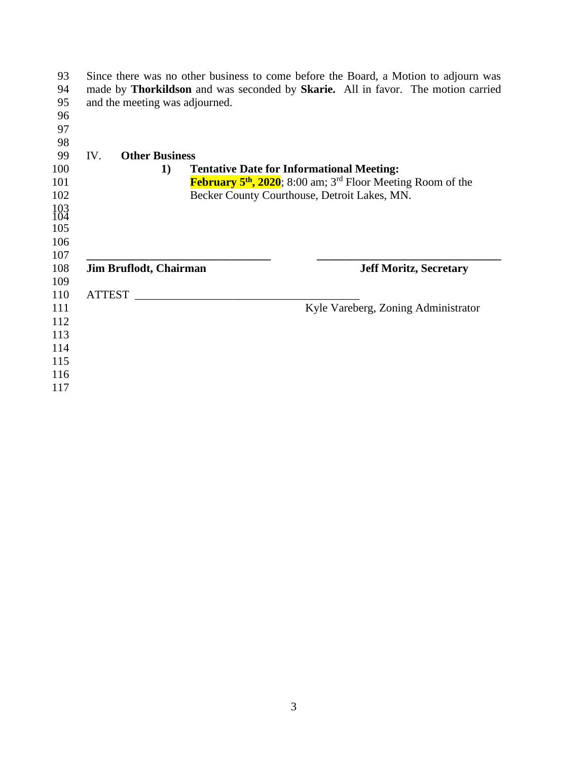Since there was no other business to come before the Board, a Motion to adjourn was made by **Thorkildson** and was seconded by **Skarie.** All in favor. The motion carried and the meeting was adjourned.

IV. **Other Business**

**1) Tentative Date for Informational Meeting:**
**February 5th, 2020**; 8:00 am; 3rd Floor Meeting Room of the Becker County Courthouse, Detroit Lakes, MN.

\_\_\_\_\_\_\_\_\_\_\_\_\_\_\_\_\_\_\_\_\_\_\_\_\_\_\_\_\_\_\_\_ \_\_\_\_\_\_\_\_\_\_\_\_\_\_\_\_\_\_\_\_\_\_\_\_\_\_\_\_\_\_\_\_

**Jim Bruflodt, Chairman** **Jeff Moritz, Secretary**

ATTEST \_\_\_\_\_\_\_\_\_\_\_\_\_\_\_\_\_\_\_\_\_\_\_\_\_\_\_\_\_\_\_\_\_\_\_\_\_\_

Kyle Vareberg, Zoning Administrator